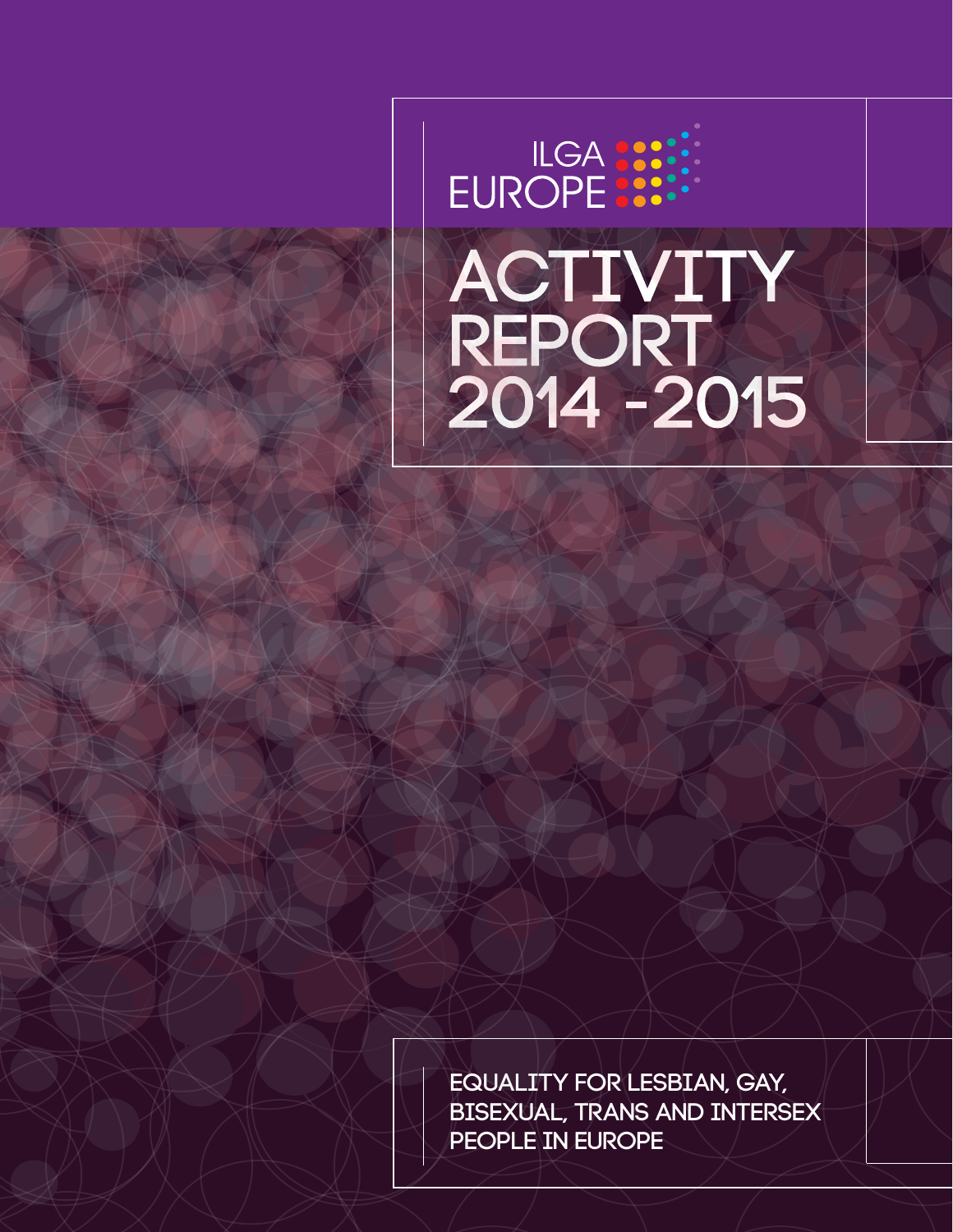ILGA EUROPE

# ACTIVITY REPORT 2014 - 2015

EQUALITY FOR LESBIAN, GAY, BISEXUAL, TRANS AND INTERSEX PEOPLE IN EUROPE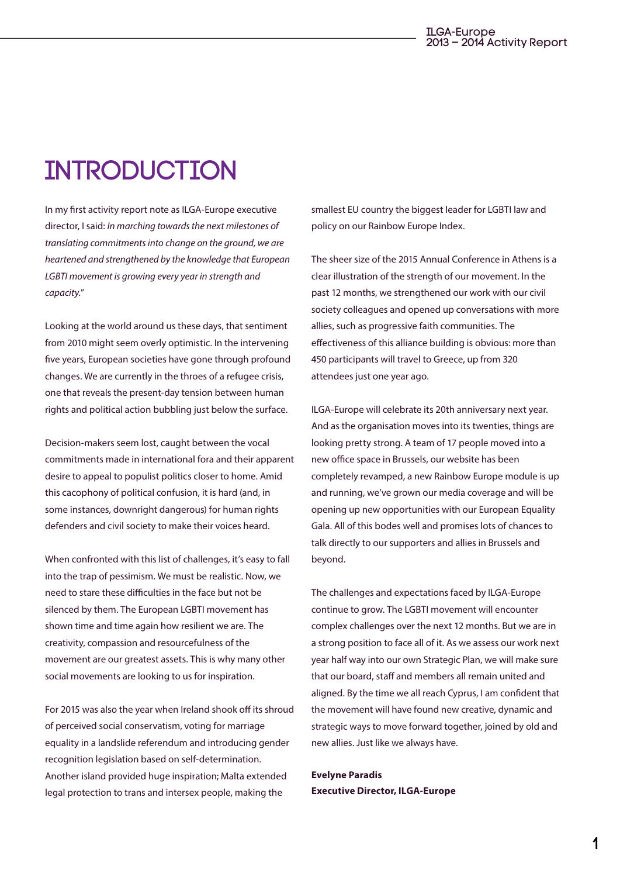# INTRODUCTION

In my first activity report note as ILGA-Europe executive director, I said: *In marching towards the next milestones of translating commitments into change on the ground, we are heartened and strengthened by the knowledge that European LGBTI movement is growing every year in strength and capacity.*"

Looking at the world around us these days, that sentiment from 2010 might seem overly optimistic. In the intervening five years, European societies have gone through profound changes. We are currently in the throes of a refugee crisis, one that reveals the present-day tension between human rights and political action bubbling just below the surface.

Decision-makers seem lost, caught between the vocal commitments made in international fora and their apparent desire to appeal to populist politics closer to home. Amid this cacophony of political confusion, it is hard (and, in some instances, downright dangerous) for human rights defenders and civil society to make their voices heard.

When confronted with this list of challenges, it's easy to fall into the trap of pessimism. We must be realistic. Now, we need to stare these difficulties in the face but not be silenced by them. The European LGBTI movement has shown time and time again how resilient we are. The creativity, compassion and resourcefulness of the movement are our greatest assets. This is why many other social movements are looking to us for inspiration.

For 2015 was also the year when Ireland shook off its shroud of perceived social conservatism, voting for marriage equality in a landslide referendum and introducing gender recognition legislation based on self-determination. Another island provided huge inspiration; Malta extended legal protection to trans and intersex people, making the smallest EU country the biggest leader for LGBTI law and policy on our Rainbow Europe Index.

The sheer size of the 2015 Annual Conference in Athens is a clear illustration of the strength of our movement. In the past 12 months, we strengthened our work with our civil society colleagues and opened up conversations with more allies, such as progressive faith communities. The effectiveness of this alliance building is obvious: more than 450 participants will travel to Greece, up from 320 attendees just one year ago.

ILGA-Europe will celebrate its 20th anniversary next year. And as the organisation moves into its twenties, things are looking pretty strong. A team of 17 people moved into a new office space in Brussels, our website has been completely revamped, a new Rainbow Europe module is up and running, we've grown our media coverage and will be opening up new opportunities with our European Equality Gala. All of this bodes well and promises lots of chances to talk directly to our supporters and allies in Brussels and beyond.

The challenges and expectations faced by ILGA-Europe continue to grow. The LGBTI movement will encounter complex challenges over the next 12 months. But we are in a strong position to face all of it. As we assess our work next year half way into our own Strategic Plan, we will make sure that our board, staff and members all remain united and aligned. By the time we all reach Cyprus, I am confident that the movement will have found new creative, dynamic and strategic ways to move forward together, joined by old and new allies. Just like we always have.

**Evelyne Paradis**
**Executive Director, ILGA-Europe**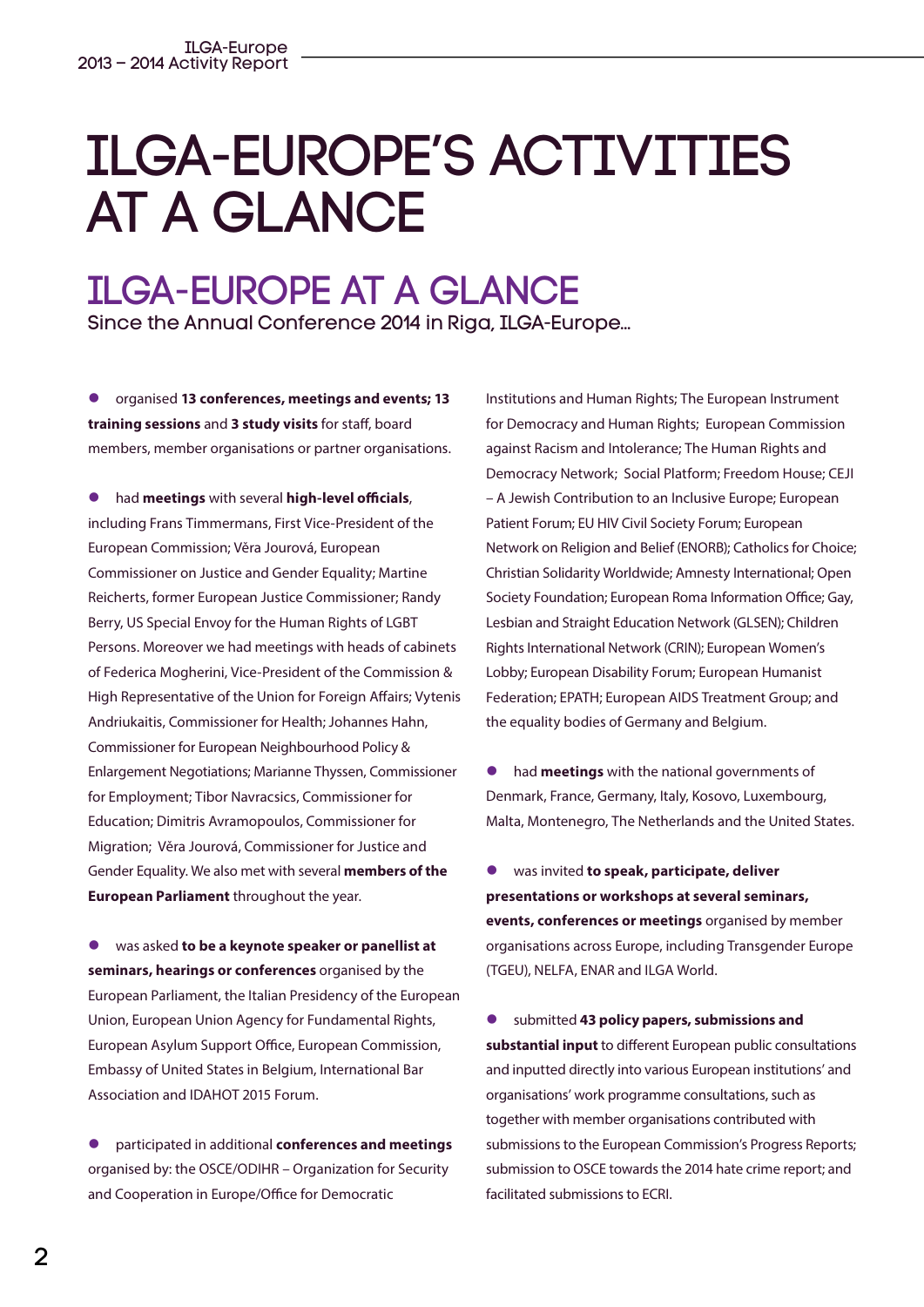# ILGA-EUROPE'S ACTIVITIES AT A GLANCE

## ILGA-EUROPE AT A GLANCE

Since the Annual Conference 2014 in Riga, ILGA-Europe…

- organised **13 conferences, meetings and events; 13 training sessions** and **3 study visits** for staff, board members, member organisations or partner organisations.

- had **meetings** with several **high-level officials**, including Frans Timmermans, First Vice-President of the European Commission; Věra Jourová, European Commissioner on Justice and Gender Equality; Martine Reicherts, former European Justice Commissioner; Randy Berry, US Special Envoy for the Human Rights of LGBT Persons. Moreover we had meetings with heads of cabinets of Federica Mogherini, Vice-President of the Commission & High Representative of the Union for Foreign Affairs; Vytenis Andriukaitis, Commissioner for Health; Johannes Hahn, Commissioner for European Neighbourhood Policy & Enlargement Negotiations; Marianne Thyssen, Commissioner for Employment; Tibor Navracsics, Commissioner for Education; Dimitris Avramopoulos, Commissioner for Migration; Věra Jourová, Commissioner for Justice and Gender Equality. We also met with several **members of the European Parliament** throughout the year.

- was asked **to be a keynote speaker or panellist at seminars, hearings or conferences** organised by the European Parliament, the Italian Presidency of the European Union, European Union Agency for Fundamental Rights, European Asylum Support Office, European Commission, Embassy of United States in Belgium, International Bar Association and IDAHOT 2015 Forum.

- participated in additional **conferences and meetings** organised by: the OSCE/ODIHR – Organization for Security and Cooperation in Europe/Office for Democratic Institutions and Human Rights; The European Instrument for Democracy and Human Rights; European Commission against Racism and Intolerance; The Human Rights and Democracy Network; Social Platform; Freedom House; CEJI – A Jewish Contribution to an Inclusive Europe; European Patient Forum; EU HIV Civil Society Forum; European Network on Religion and Belief (ENORB); Catholics for Choice; Christian Solidarity Worldwide; Amnesty International; Open Society Foundation; European Roma Information Office; Gay, Lesbian and Straight Education Network (GLSEN); Children Rights International Network (CRIN); European Women's Lobby; European Disability Forum; European Humanist Federation; EPATH; European AIDS Treatment Group; and the equality bodies of Germany and Belgium.

- had **meetings** with the national governments of Denmark, France, Germany, Italy, Kosovo, Luxembourg, Malta, Montenegro, The Netherlands and the United States.

- was invited **to speak, participate, deliver presentations or workshops at several seminars, events, conferences or meetings** organised by member organisations across Europe, including Transgender Europe (TGEU), NELFA, ENAR and ILGA World.

- submitted **43 policy papers, submissions and substantial input** to different European public consultations and inputted directly into various European institutions' and organisations' work programme consultations, such as together with member organisations contributed with submissions to the European Commission's Progress Reports; submission to OSCE towards the 2014 hate crime report; and facilitated submissions to ECRI.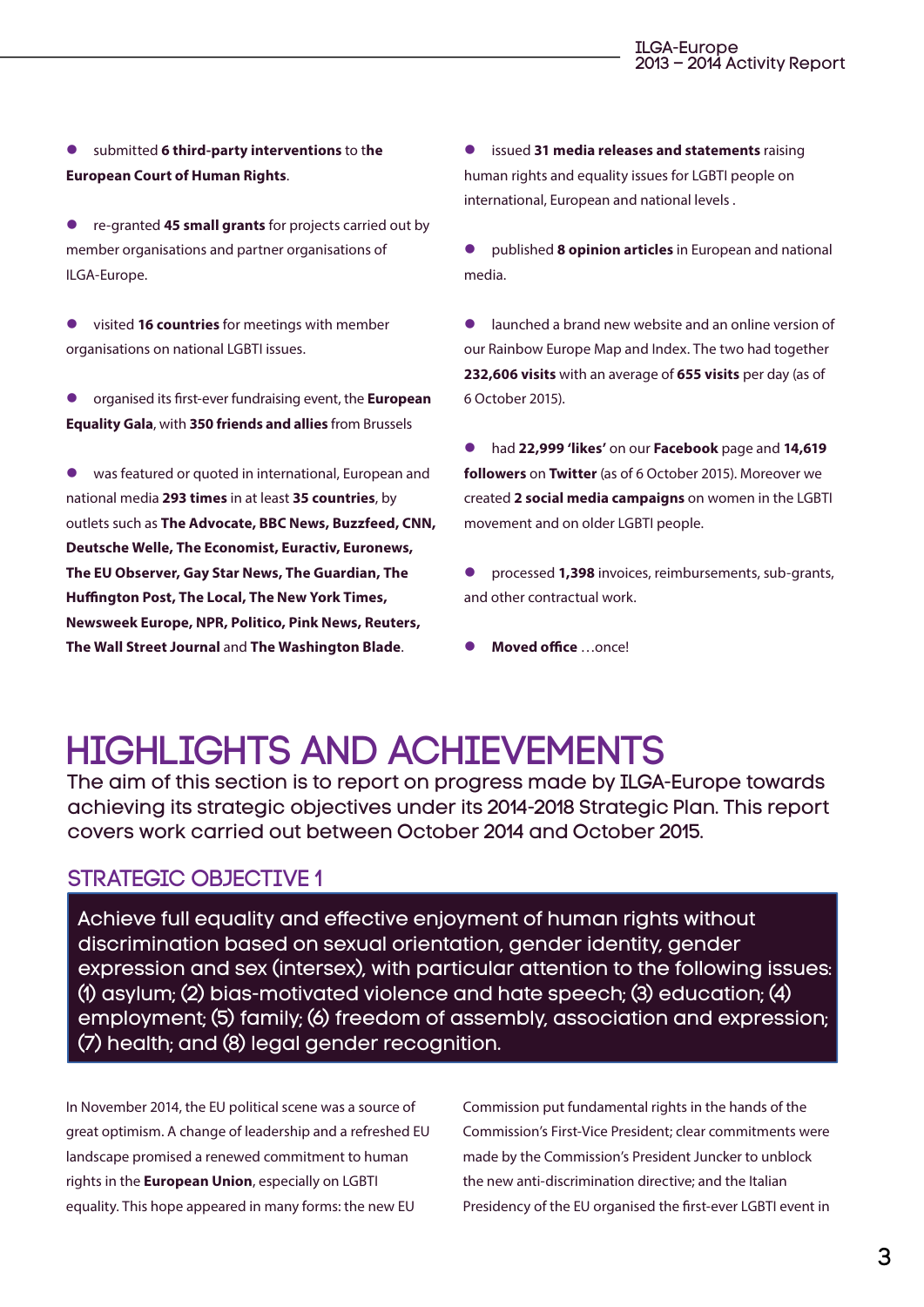- submitted **6 third-party interventions** to **the European Court of Human Rights**.

- re-granted **45 small grants** for projects carried out by member organisations and partner organisations of ILGA-Europe.

- visited **16 countries** for meetings with member organisations on national LGBTI issues.

- organised its first-ever fundraising event, the **European Equality Gala**, with **350 friends and allies** from Brussels

- was featured or quoted in international, European and national media **293 times** in at least **35 countries**, by outlets such as **The Advocate, BBC News, Buzzfeed, CNN, Deutsche Welle, The Economist, Euractiv, Euronews, The EU Observer, Gay Star News, The Guardian, The Huffington Post, The Local, The New York Times, Newsweek Europe, NPR, Politico, Pink News, Reuters, The Wall Street Journal** and **The Washington Blade**.

- issued **31 media releases and statements** raising human rights and equality issues for LGBTI people on international, European and national levels .

- published **8 opinion articles** in European and national media.

- launched a brand new website and an online version of our Rainbow Europe Map and Index. The two had together **232,606 visits** with an average of **655 visits** per day (as of 6 October 2015).

- had **22,999 'likes'** on our **Facebook** page and **14,619 followers** on **Twitter** (as of 6 October 2015). Moreover we created **2 social media campaigns** on women in the LGBTI movement and on older LGBTI people.

- processed **1,398** invoices, reimbursements, sub-grants, and other contractual work.

- **Moved office** …once!

# HIGHLIGHTS AND ACHIEVEMENTS

The aim of this section is to report on progress made by ILGA-Europe towards achieving its strategic objectives under its 2014-2018 Strategic Plan. This report covers work carried out between October 2014 and October 2015.

## STRATEGIC OBJECTIVE 1

Achieve full equality and effective enjoyment of human rights without discrimination based on sexual orientation, gender identity, gender expression and sex (intersex), with particular attention to the following issues: (1) asylum; (2) bias-motivated violence and hate speech; (3) education; (4) employment; (5) family; (6) freedom of assembly, association and expression; (7) health; and (8) legal gender recognition.

In November 2014, the EU political scene was a source of great optimism. A change of leadership and a refreshed EU landscape promised a renewed commitment to human rights in the **European Union**, especially on LGBTI equality. This hope appeared in many forms: the new EU Commission put fundamental rights in the hands of the Commission's First-Vice President; clear commitments were made by the Commission's President Juncker to unblock the new anti-discrimination directive; and the Italian Presidency of the EU organised the first-ever LGBTI event in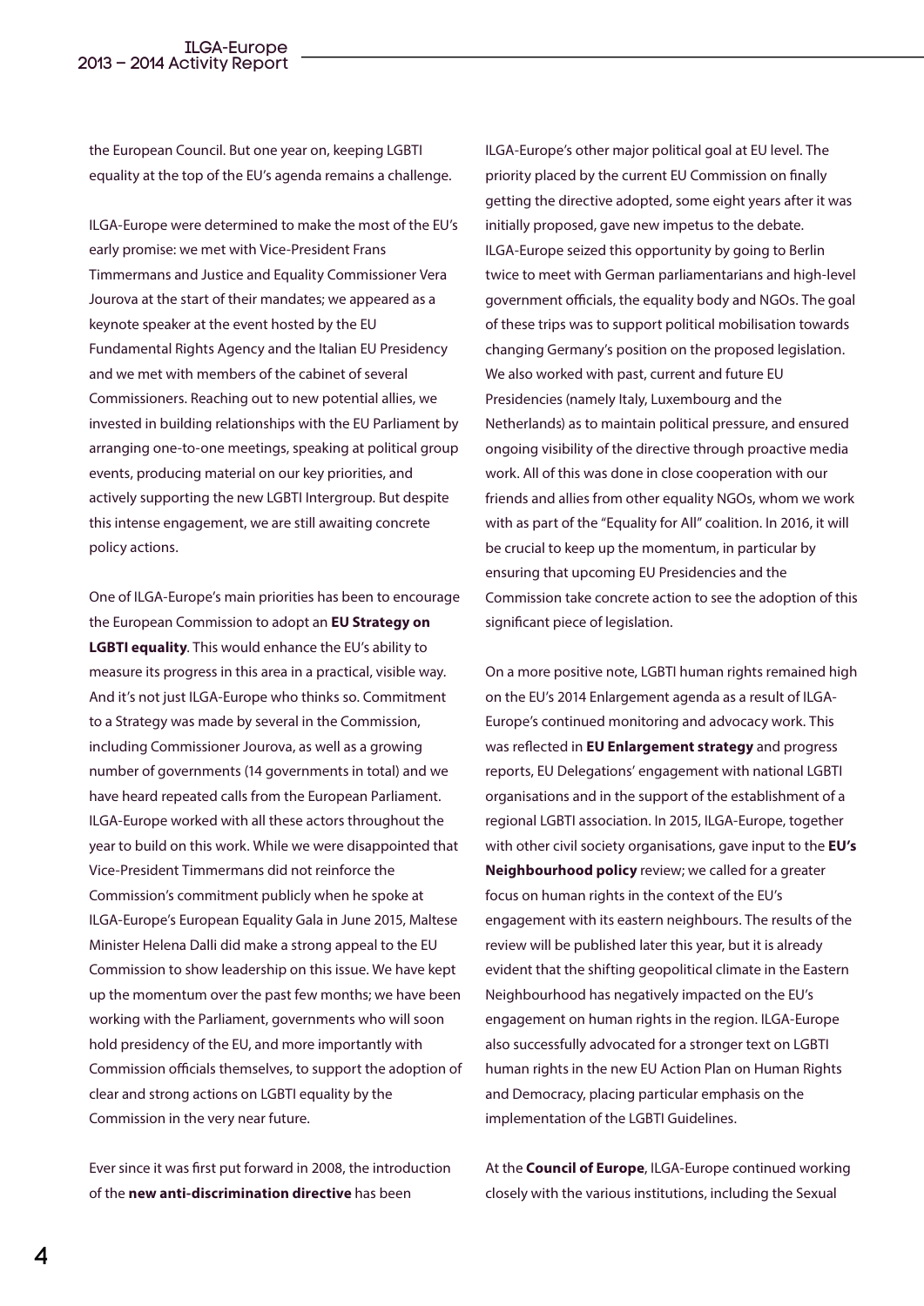the European Council. But one year on, keeping LGBTI equality at the top of the EU's agenda remains a challenge.

ILGA-Europe were determined to make the most of the EU's early promise: we met with Vice-President Frans Timmermans and Justice and Equality Commissioner Vera Jourova at the start of their mandates; we appeared as a keynote speaker at the event hosted by the EU Fundamental Rights Agency and the Italian EU Presidency and we met with members of the cabinet of several Commissioners. Reaching out to new potential allies, we invested in building relationships with the EU Parliament by arranging one-to-one meetings, speaking at political group events, producing material on our key priorities, and actively supporting the new LGBTI Intergroup. But despite this intense engagement, we are still awaiting concrete policy actions.

One of ILGA-Europe's main priorities has been to encourage the European Commission to adopt an **EU Strategy on LGBTI equality**. This would enhance the EU's ability to measure its progress in this area in a practical, visible way. And it's not just ILGA-Europe who thinks so. Commitment to a Strategy was made by several in the Commission, including Commissioner Jourova, as well as a growing number of governments (14 governments in total) and we have heard repeated calls from the European Parliament. ILGA-Europe worked with all these actors throughout the year to build on this work. While we were disappointed that Vice-President Timmermans did not reinforce the Commission's commitment publicly when he spoke at ILGA-Europe's European Equality Gala in June 2015, Maltese Minister Helena Dalli did make a strong appeal to the EU Commission to show leadership on this issue. We have kept up the momentum over the past few months; we have been working with the Parliament, governments who will soon hold presidency of the EU, and more importantly with Commission officials themselves, to support the adoption of clear and strong actions on LGBTI equality by the Commission in the very near future.

Ever since it was first put forward in 2008, the introduction of the **new anti-discrimination directive** has been ILGA-Europe's other major political goal at EU level. The priority placed by the current EU Commission on finally getting the directive adopted, some eight years after it was initially proposed, gave new impetus to the debate. ILGA-Europe seized this opportunity by going to Berlin twice to meet with German parliamentarians and high-level government officials, the equality body and NGOs. The goal of these trips was to support political mobilisation towards changing Germany's position on the proposed legislation. We also worked with past, current and future EU Presidencies (namely Italy, Luxembourg and the Netherlands) as to maintain political pressure, and ensured ongoing visibility of the directive through proactive media work. All of this was done in close cooperation with our friends and allies from other equality NGOs, whom we work with as part of the "Equality for All" coalition. In 2016, it will be crucial to keep up the momentum, in particular by ensuring that upcoming EU Presidencies and the Commission take concrete action to see the adoption of this significant piece of legislation.

On a more positive note, LGBTI human rights remained high on the EU's 2014 Enlargement agenda as a result of ILGA-Europe's continued monitoring and advocacy work. This was reflected in **EU Enlargement strategy** and progress reports, EU Delegations' engagement with national LGBTI organisations and in the support of the establishment of a regional LGBTI association. In 2015, ILGA-Europe, together with other civil society organisations, gave input to the **EU's Neighbourhood policy** review; we called for a greater focus on human rights in the context of the EU's engagement with its eastern neighbours. The results of the review will be published later this year, but it is already evident that the shifting geopolitical climate in the Eastern Neighbourhood has negatively impacted on the EU's engagement on human rights in the region. ILGA-Europe also successfully advocated for a stronger text on LGBTI human rights in the new EU Action Plan on Human Rights and Democracy, placing particular emphasis on the implementation of the LGBTI Guidelines.

At the **Council of Europe**, ILGA-Europe continued working closely with the various institutions, including the Sexual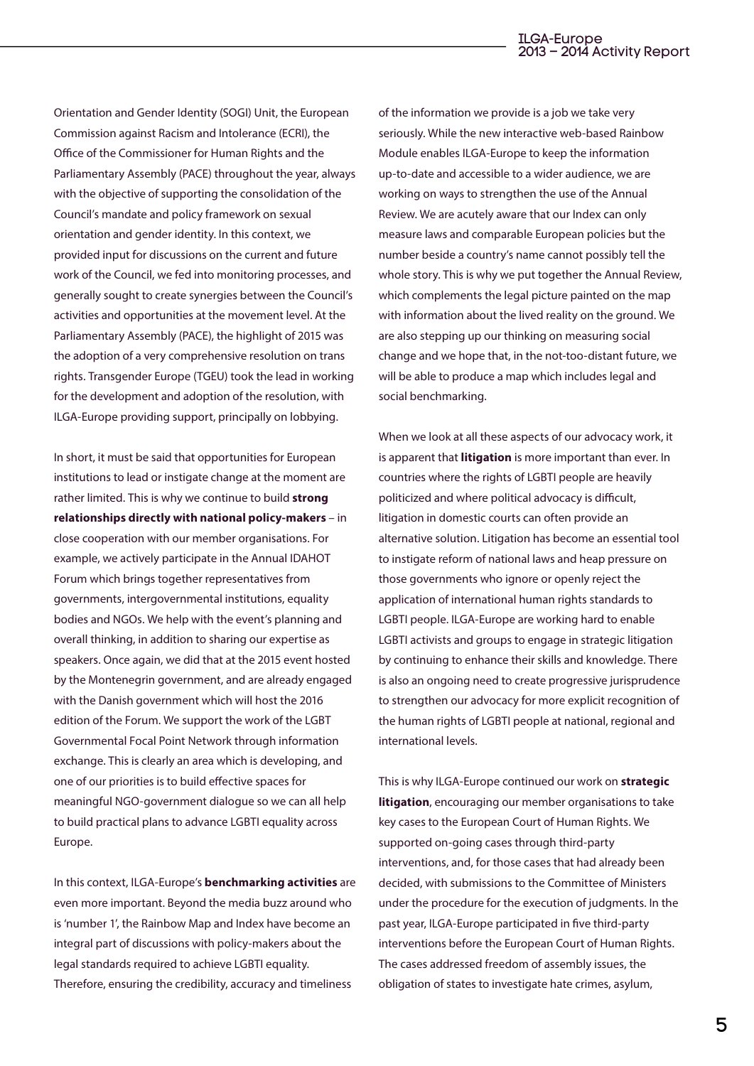Orientation and Gender Identity (SOGI) Unit, the European Commission against Racism and Intolerance (ECRI), the Office of the Commissioner for Human Rights and the Parliamentary Assembly (PACE) throughout the year, always with the objective of supporting the consolidation of the Council's mandate and policy framework on sexual orientation and gender identity. In this context, we provided input for discussions on the current and future work of the Council, we fed into monitoring processes, and generally sought to create synergies between the Council's activities and opportunities at the movement level. At the Parliamentary Assembly (PACE), the highlight of 2015 was the adoption of a very comprehensive resolution on trans rights. Transgender Europe (TGEU) took the lead in working for the development and adoption of the resolution, with ILGA-Europe providing support, principally on lobbying.

In short, it must be said that opportunities for European institutions to lead or instigate change at the moment are rather limited. This is why we continue to build **strong relationships directly with national policy-makers** – in close cooperation with our member organisations. For example, we actively participate in the Annual IDAHOT Forum which brings together representatives from governments, intergovernmental institutions, equality bodies and NGOs. We help with the event's planning and overall thinking, in addition to sharing our expertise as speakers. Once again, we did that at the 2015 event hosted by the Montenegrin government, and are already engaged with the Danish government which will host the 2016 edition of the Forum. We support the work of the LGBT Governmental Focal Point Network through information exchange. This is clearly an area which is developing, and one of our priorities is to build effective spaces for meaningful NGO-government dialogue so we can all help to build practical plans to advance LGBTI equality across Europe.

In this context, ILGA-Europe's **benchmarking activities** are even more important. Beyond the media buzz around who is 'number 1', the Rainbow Map and Index have become an integral part of discussions with policy-makers about the legal standards required to achieve LGBTI equality. Therefore, ensuring the credibility, accuracy and timeliness of the information we provide is a job we take very seriously. While the new interactive web-based Rainbow Module enables ILGA-Europe to keep the information up-to-date and accessible to a wider audience, we are working on ways to strengthen the use of the Annual Review. We are acutely aware that our Index can only measure laws and comparable European policies but the number beside a country's name cannot possibly tell the whole story. This is why we put together the Annual Review, which complements the legal picture painted on the map with information about the lived reality on the ground. We are also stepping up our thinking on measuring social change and we hope that, in the not-too-distant future, we will be able to produce a map which includes legal and social benchmarking.

When we look at all these aspects of our advocacy work, it is apparent that **litigation** is more important than ever. In countries where the rights of LGBTI people are heavily politicized and where political advocacy is difficult, litigation in domestic courts can often provide an alternative solution. Litigation has become an essential tool to instigate reform of national laws and heap pressure on those governments who ignore or openly reject the application of international human rights standards to LGBTI people. ILGA-Europe are working hard to enable LGBTI activists and groups to engage in strategic litigation by continuing to enhance their skills and knowledge. There is also an ongoing need to create progressive jurisprudence to strengthen our advocacy for more explicit recognition of the human rights of LGBTI people at national, regional and international levels.

This is why ILGA-Europe continued our work on **strategic litigation**, encouraging our member organisations to take key cases to the European Court of Human Rights. We supported on-going cases through third-party interventions, and, for those cases that had already been decided, with submissions to the Committee of Ministers under the procedure for the execution of judgments. In the past year, ILGA-Europe participated in five third-party interventions before the European Court of Human Rights. The cases addressed freedom of assembly issues, the obligation of states to investigate hate crimes, asylum,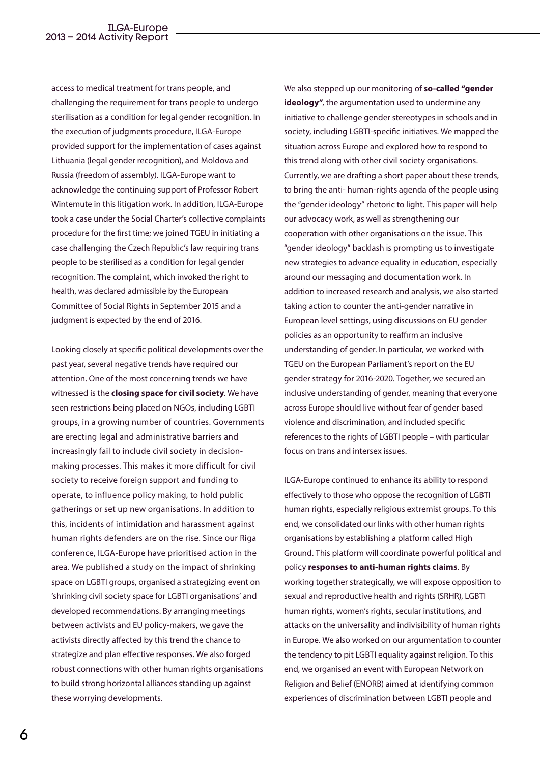access to medical treatment for trans people, and challenging the requirement for trans people to undergo sterilisation as a condition for legal gender recognition. In the execution of judgments procedure, ILGA-Europe provided support for the implementation of cases against Lithuania (legal gender recognition), and Moldova and Russia (freedom of assembly). ILGA-Europe want to acknowledge the continuing support of Professor Robert Wintemute in this litigation work. In addition, ILGA-Europe took a case under the Social Charter's collective complaints procedure for the first time; we joined TGEU in initiating a case challenging the Czech Republic's law requiring trans people to be sterilised as a condition for legal gender recognition. The complaint, which invoked the right to health, was declared admissible by the European Committee of Social Rights in September 2015 and a judgment is expected by the end of 2016.

Looking closely at specific political developments over the past year, several negative trends have required our attention. One of the most concerning trends we have witnessed is the **closing space for civil society**. We have seen restrictions being placed on NGOs, including LGBTI groups, in a growing number of countries. Governments are erecting legal and administrative barriers and increasingly fail to include civil society in decision-making processes. This makes it more difficult for civil society to receive foreign support and funding to operate, to influence policy making, to hold public gatherings or set up new organisations. In addition to this, incidents of intimidation and harassment against human rights defenders are on the rise. Since our Riga conference, ILGA-Europe have prioritised action in the area. We published a study on the impact of shrinking space on LGBTI groups, organised a strategizing event on 'shrinking civil society space for LGBTI organisations' and developed recommendations. By arranging meetings between activists and EU policy-makers, we gave the activists directly affected by this trend the chance to strategize and plan effective responses. We also forged robust connections with other human rights organisations to build strong horizontal alliances standing up against these worrying developments.

We also stepped up our monitoring of **so-called "gender ideology"**, the argumentation used to undermine any initiative to challenge gender stereotypes in schools and in society, including LGBTI-specific initiatives. We mapped the situation across Europe and explored how to respond to this trend along with other civil society organisations. Currently, we are drafting a short paper about these trends, to bring the anti- human-rights agenda of the people using the "gender ideology" rhetoric to light. This paper will help our advocacy work, as well as strengthening our cooperation with other organisations on the issue. This "gender ideology" backlash is prompting us to investigate new strategies to advance equality in education, especially around our messaging and documentation work. In addition to increased research and analysis, we also started taking action to counter the anti-gender narrative in European level settings, using discussions on EU gender policies as an opportunity to reaffirm an inclusive understanding of gender. In particular, we worked with TGEU on the European Parliament's report on the EU gender strategy for 2016-2020. Together, we secured an inclusive understanding of gender, meaning that everyone across Europe should live without fear of gender based violence and discrimination, and included specific references to the rights of LGBTI people – with particular focus on trans and intersex issues.

ILGA-Europe continued to enhance its ability to respond effectively to those who oppose the recognition of LGBTI human rights, especially religious extremist groups. To this end, we consolidated our links with other human rights organisations by establishing a platform called High Ground. This platform will coordinate powerful political and policy **responses to anti-human rights claims**. By working together strategically, we will expose opposition to sexual and reproductive health and rights (SRHR), LGBTI human rights, women's rights, secular institutions, and attacks on the universality and indivisibility of human rights in Europe. We also worked on our argumentation to counter the tendency to pit LGBTI equality against religion. To this end, we organised an event with European Network on Religion and Belief (ENORB) aimed at identifying common experiences of discrimination between LGBTI people and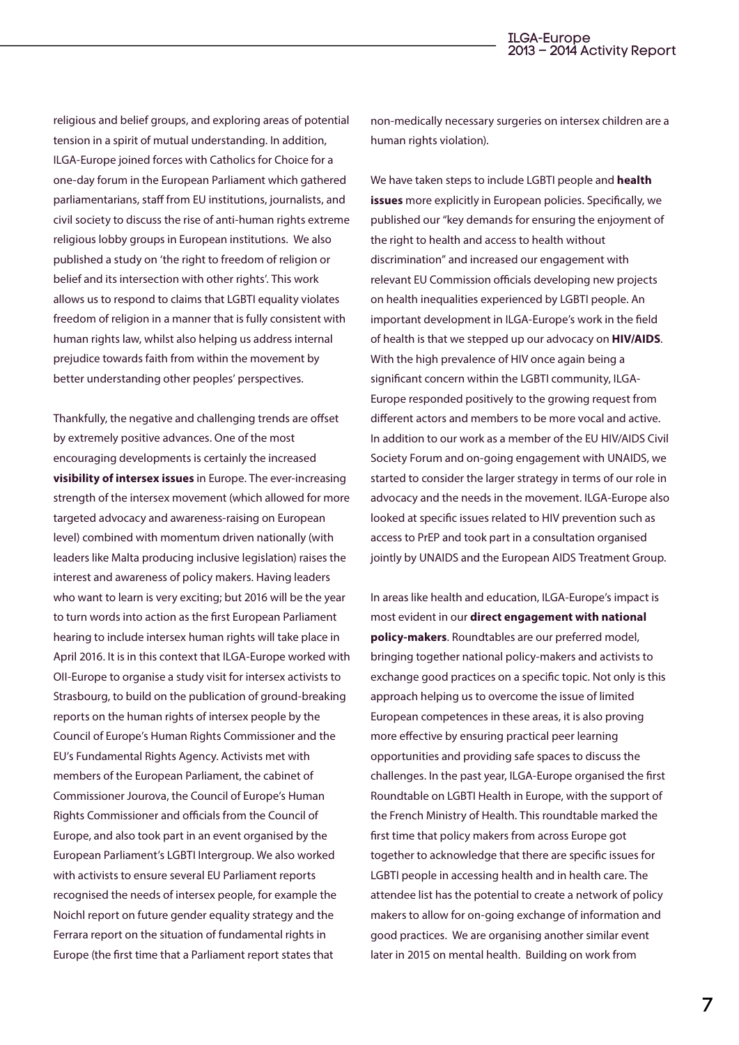religious and belief groups, and exploring areas of potential tension in a spirit of mutual understanding. In addition, ILGA-Europe joined forces with Catholics for Choice for a one-day forum in the European Parliament which gathered parliamentarians, staff from EU institutions, journalists, and civil society to discuss the rise of anti-human rights extreme religious lobby groups in European institutions. We also published a study on 'the right to freedom of religion or belief and its intersection with other rights'. This work allows us to respond to claims that LGBTI equality violates freedom of religion in a manner that is fully consistent with human rights law, whilst also helping us address internal prejudice towards faith from within the movement by better understanding other peoples' perspectives.

Thankfully, the negative and challenging trends are offset by extremely positive advances. One of the most encouraging developments is certainly the increased **visibility of intersex issues** in Europe. The ever-increasing strength of the intersex movement (which allowed for more targeted advocacy and awareness-raising on European level) combined with momentum driven nationally (with leaders like Malta producing inclusive legislation) raises the interest and awareness of policy makers. Having leaders who want to learn is very exciting; but 2016 will be the year to turn words into action as the first European Parliament hearing to include intersex human rights will take place in April 2016. It is in this context that ILGA-Europe worked with OII-Europe to organise a study visit for intersex activists to Strasbourg, to build on the publication of ground-breaking reports on the human rights of intersex people by the Council of Europe's Human Rights Commissioner and the EU's Fundamental Rights Agency. Activists met with members of the European Parliament, the cabinet of Commissioner Jourova, the Council of Europe's Human Rights Commissioner and officials from the Council of Europe, and also took part in an event organised by the European Parliament's LGBTI Intergroup. We also worked with activists to ensure several EU Parliament reports recognised the needs of intersex people, for example the Noichl report on future gender equality strategy and the Ferrara report on the situation of fundamental rights in Europe (the first time that a Parliament report states that non-medically necessary surgeries on intersex children are a human rights violation).

We have taken steps to include LGBTI people and **health issues** more explicitly in European policies. Specifically, we published our "key demands for ensuring the enjoyment of the right to health and access to health without discrimination" and increased our engagement with relevant EU Commission officials developing new projects on health inequalities experienced by LGBTI people. An important development in ILGA-Europe's work in the field of health is that we stepped up our advocacy on **HIV/AIDS**. With the high prevalence of HIV once again being a significant concern within the LGBTI community, ILGA-Europe responded positively to the growing request from different actors and members to be more vocal and active. In addition to our work as a member of the EU HIV/AIDS Civil Society Forum and on-going engagement with UNAIDS, we started to consider the larger strategy in terms of our role in advocacy and the needs in the movement. ILGA-Europe also looked at specific issues related to HIV prevention such as access to PrEP and took part in a consultation organised jointly by UNAIDS and the European AIDS Treatment Group.

In areas like health and education, ILGA-Europe's impact is most evident in our **direct engagement with national policy-makers**. Roundtables are our preferred model, bringing together national policy-makers and activists to exchange good practices on a specific topic. Not only is this approach helping us to overcome the issue of limited European competences in these areas, it is also proving more effective by ensuring practical peer learning opportunities and providing safe spaces to discuss the challenges. In the past year, ILGA-Europe organised the first Roundtable on LGBTI Health in Europe, with the support of the French Ministry of Health. This roundtable marked the first time that policy makers from across Europe got together to acknowledge that there are specific issues for LGBTI people in accessing health and in health care. The attendee list has the potential to create a network of policy makers to allow for on-going exchange of information and good practices. We are organising another similar event later in 2015 on mental health. Building on work from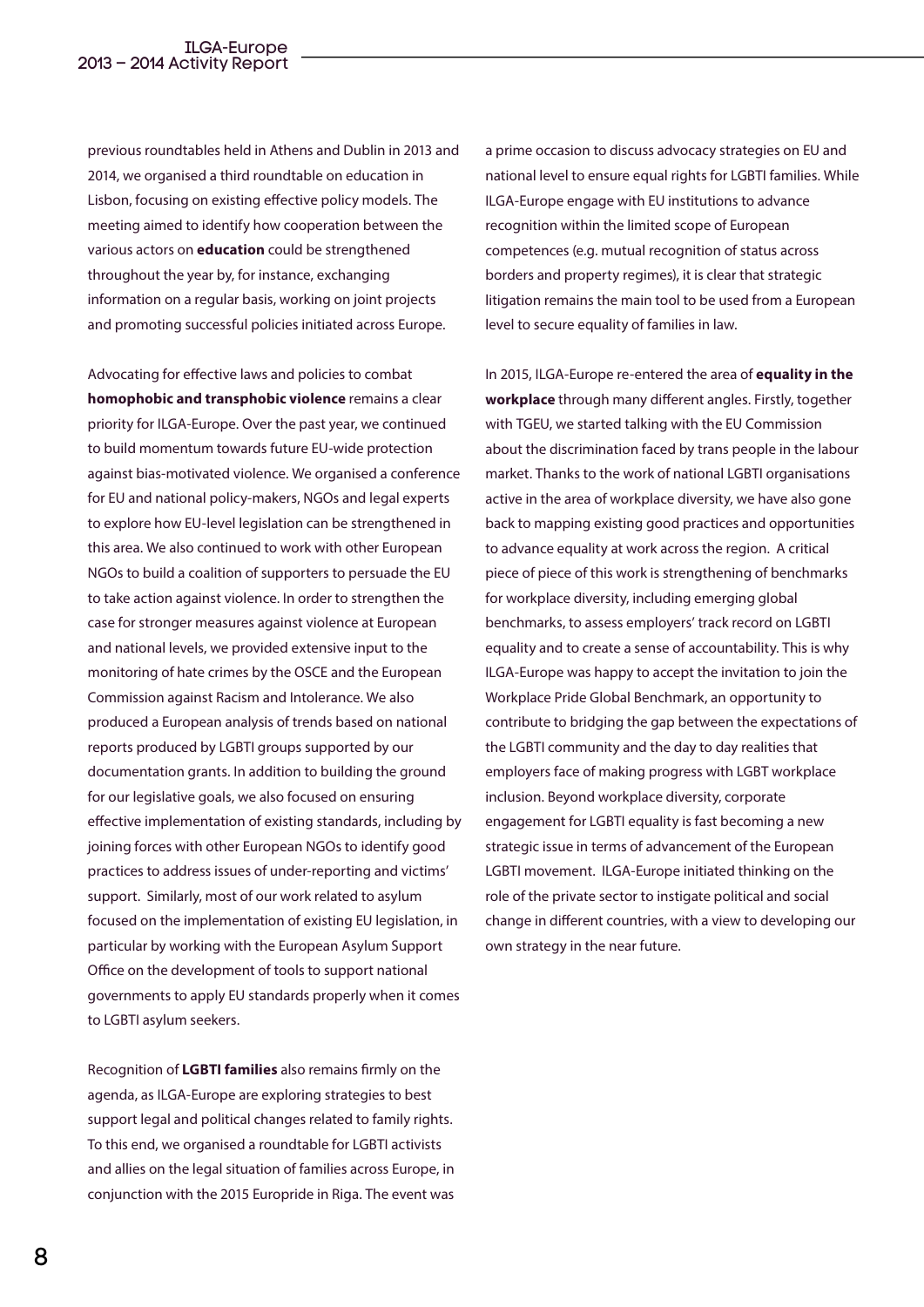previous roundtables held in Athens and Dublin in 2013 and 2014, we organised a third roundtable on education in Lisbon, focusing on existing effective policy models. The meeting aimed to identify how cooperation between the various actors on **education** could be strengthened throughout the year by, for instance, exchanging information on a regular basis, working on joint projects and promoting successful policies initiated across Europe.

Advocating for effective laws and policies to combat **homophobic and transphobic violence** remains a clear priority for ILGA-Europe. Over the past year, we continued to build momentum towards future EU-wide protection against bias-motivated violence. We organised a conference for EU and national policy-makers, NGOs and legal experts to explore how EU-level legislation can be strengthened in this area. We also continued to work with other European NGOs to build a coalition of supporters to persuade the EU to take action against violence. In order to strengthen the case for stronger measures against violence at European and national levels, we provided extensive input to the monitoring of hate crimes by the OSCE and the European Commission against Racism and Intolerance. We also produced a European analysis of trends based on national reports produced by LGBTI groups supported by our documentation grants. In addition to building the ground for our legislative goals, we also focused on ensuring effective implementation of existing standards, including by joining forces with other European NGOs to identify good practices to address issues of under-reporting and victims' support. Similarly, most of our work related to asylum focused on the implementation of existing EU legislation, in particular by working with the European Asylum Support Office on the development of tools to support national governments to apply EU standards properly when it comes to LGBTI asylum seekers.

Recognition of **LGBTI families** also remains firmly on the agenda, as ILGA-Europe are exploring strategies to best support legal and political changes related to family rights. To this end, we organised a roundtable for LGBTI activists and allies on the legal situation of families across Europe, in conjunction with the 2015 Europride in Riga. The event was a prime occasion to discuss advocacy strategies on EU and national level to ensure equal rights for LGBTI families. While ILGA-Europe engage with EU institutions to advance recognition within the limited scope of European competences (e.g. mutual recognition of status across borders and property regimes), it is clear that strategic litigation remains the main tool to be used from a European level to secure equality of families in law.

In 2015, ILGA-Europe re-entered the area of **equality in the workplace** through many different angles. Firstly, together with TGEU, we started talking with the EU Commission about the discrimination faced by trans people in the labour market. Thanks to the work of national LGBTI organisations active in the area of workplace diversity, we have also gone back to mapping existing good practices and opportunities to advance equality at work across the region. A critical piece of piece of this work is strengthening of benchmarks for workplace diversity, including emerging global benchmarks, to assess employers' track record on LGBTI equality and to create a sense of accountability. This is why ILGA-Europe was happy to accept the invitation to join the Workplace Pride Global Benchmark, an opportunity to contribute to bridging the gap between the expectations of the LGBTI community and the day to day realities that employers face of making progress with LGBT workplace inclusion. Beyond workplace diversity, corporate engagement for LGBTI equality is fast becoming a new strategic issue in terms of advancement of the European LGBTI movement. ILGA-Europe initiated thinking on the role of the private sector to instigate political and social change in different countries, with a view to developing our own strategy in the near future.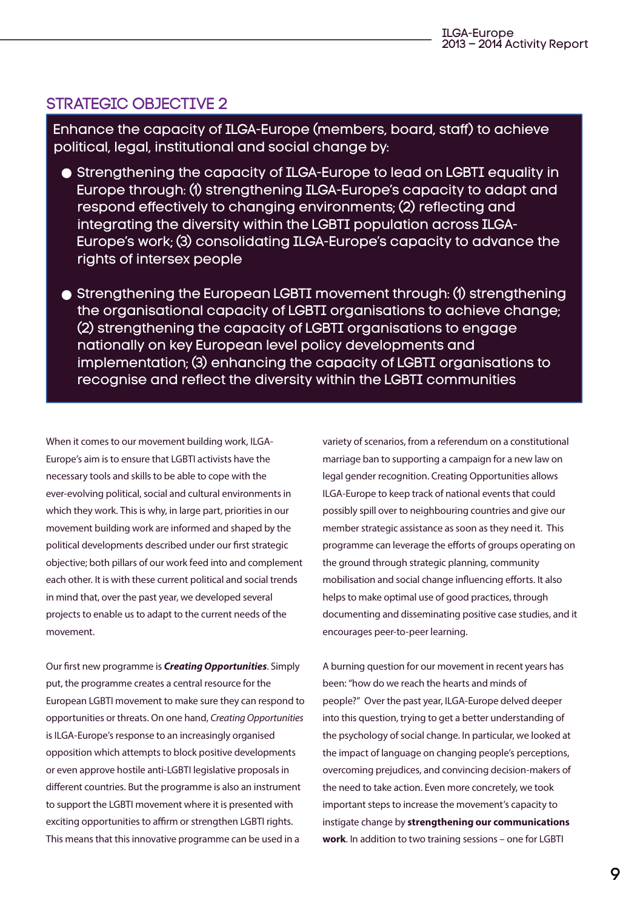## STRATEGIC OBJECTIVE 2

Enhance the capacity of ILGA-Europe (members, board, staff) to achieve political, legal, institutional and social change by:

- Strengthening the capacity of ILGA-Europe to lead on LGBTI equality in Europe through: (1) strengthening ILGA-Europe's capacity to adapt and respond effectively to changing environments; (2) reflecting and integrating the diversity within the LGBTI population across ILGA-Europe's work; (3) consolidating ILGA-Europe's capacity to advance the rights of intersex people
- Strengthening the European LGBTI movement through: (1) strengthening the organisational capacity of LGBTI organisations to achieve change; (2) strengthening the capacity of LGBTI organisations to engage nationally on key European level policy developments and implementation; (3) enhancing the capacity of LGBTI organisations to recognise and reflect the diversity within the LGBTI communities

When it comes to our movement building work, ILGA-Europe's aim is to ensure that LGBTI activists have the necessary tools and skills to be able to cope with the ever-evolving political, social and cultural environments in which they work. This is why, in large part, priorities in our movement building work are informed and shaped by the political developments described under our first strategic objective; both pillars of our work feed into and complement each other. It is with these current political and social trends in mind that, over the past year, we developed several projects to enable us to adapt to the current needs of the movement.

Our first new programme is ***Creating Opportunities***. Simply put, the programme creates a central resource for the European LGBTI movement to make sure they can respond to opportunities or threats. On one hand, *Creating Opportunities* is ILGA-Europe's response to an increasingly organised opposition which attempts to block positive developments or even approve hostile anti-LGBTI legislative proposals in different countries. But the programme is also an instrument to support the LGBTI movement where it is presented with exciting opportunities to affirm or strengthen LGBTI rights. This means that this innovative programme can be used in a variety of scenarios, from a referendum on a constitutional marriage ban to supporting a campaign for a new law on legal gender recognition. Creating Opportunities allows ILGA-Europe to keep track of national events that could possibly spill over to neighbouring countries and give our member strategic assistance as soon as they need it. This programme can leverage the efforts of groups operating on the ground through strategic planning, community mobilisation and social change influencing efforts. It also helps to make optimal use of good practices, through documenting and disseminating positive case studies, and it encourages peer-to-peer learning.

A burning question for our movement in recent years has been: "how do we reach the hearts and minds of people?" Over the past year, ILGA-Europe delved deeper into this question, trying to get a better understanding of the psychology of social change. In particular, we looked at the impact of language on changing people's perceptions, overcoming prejudices, and convincing decision-makers of the need to take action. Even more concretely, we took important steps to increase the movement's capacity to instigate change by **strengthening our communications work**. In addition to two training sessions – one for LGBTI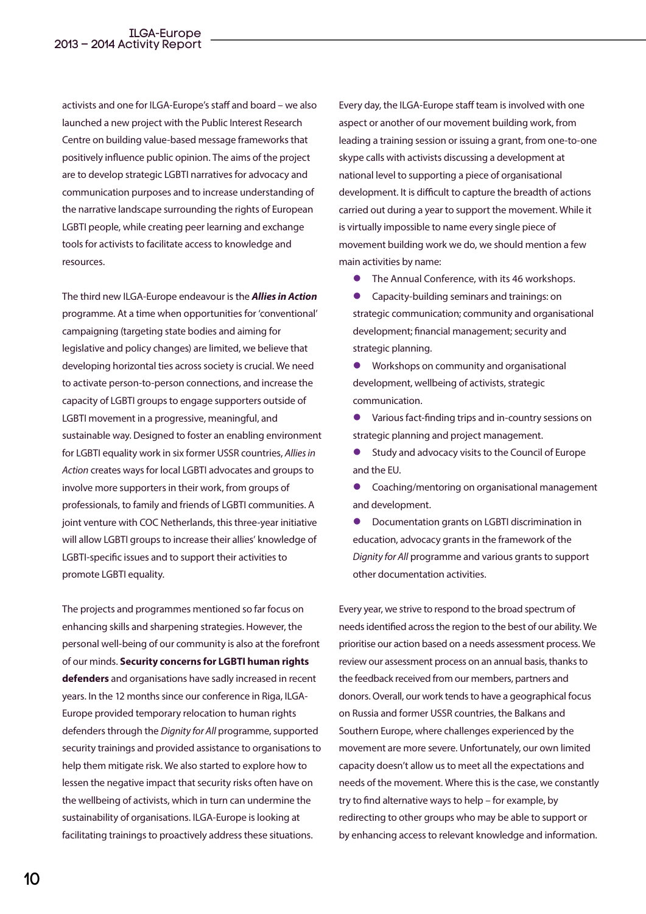activists and one for ILGA-Europe's staff and board – we also launched a new project with the Public Interest Research Centre on building value-based message frameworks that positively influence public opinion. The aims of the project are to develop strategic LGBTI narratives for advocacy and communication purposes and to increase understanding of the narrative landscape surrounding the rights of European LGBTI people, while creating peer learning and exchange tools for activists to facilitate access to knowledge and resources.

The third new ILGA-Europe endeavour is the ***Allies in Action*** programme. At a time when opportunities for 'conventional' campaigning (targeting state bodies and aiming for legislative and policy changes) are limited, we believe that developing horizontal ties across society is crucial. We need to activate person-to-person connections, and increase the capacity of LGBTI groups to engage supporters outside of LGBTI movement in a progressive, meaningful, and sustainable way. Designed to foster an enabling environment for LGBTI equality work in six former USSR countries, *Allies in Action* creates ways for local LGBTI advocates and groups to involve more supporters in their work, from groups of professionals, to family and friends of LGBTI communities. A joint venture with COC Netherlands, this three-year initiative will allow LGBTI groups to increase their allies' knowledge of LGBTI-specific issues and to support their activities to promote LGBTI equality.

The projects and programmes mentioned so far focus on enhancing skills and sharpening strategies. However, the personal well-being of our community is also at the forefront of our minds. **Security concerns for LGBTI human rights defenders** and organisations have sadly increased in recent years. In the 12 months since our conference in Riga, ILGA-Europe provided temporary relocation to human rights defenders through the *Dignity for All* programme, supported security trainings and provided assistance to organisations to help them mitigate risk. We also started to explore how to lessen the negative impact that security risks often have on the wellbeing of activists, which in turn can undermine the sustainability of organisations. ILGA-Europe is looking at facilitating trainings to proactively address these situations.

Every day, the ILGA-Europe staff team is involved with one aspect or another of our movement building work, from leading a training session or issuing a grant, from one-to-one skype calls with activists discussing a development at national level to supporting a piece of organisational development. It is difficult to capture the breadth of actions carried out during a year to support the movement. While it is virtually impossible to name every single piece of movement building work we do, we should mention a few main activities by name:

- The Annual Conference, with its 46 workshops.
- Capacity-building seminars and trainings: on strategic communication; community and organisational development; financial management; security and strategic planning.
- Workshops on community and organisational development, wellbeing of activists, strategic communication.
- Various fact-finding trips and in-country sessions on strategic planning and project management.
- Study and advocacy visits to the Council of Europe and the EU.
- Coaching/mentoring on organisational management and development.
- Documentation grants on LGBTI discrimination in education, advocacy grants in the framework of the *Dignity for All* programme and various grants to support other documentation activities.

Every year, we strive to respond to the broad spectrum of needs identified across the region to the best of our ability. We prioritise our action based on a needs assessment process. We review our assessment process on an annual basis, thanks to the feedback received from our members, partners and donors. Overall, our work tends to have a geographical focus on Russia and former USSR countries, the Balkans and Southern Europe, where challenges experienced by the movement are more severe. Unfortunately, our own limited capacity doesn't allow us to meet all the expectations and needs of the movement. Where this is the case, we constantly try to find alternative ways to help – for example, by redirecting to other groups who may be able to support or by enhancing access to relevant knowledge and information.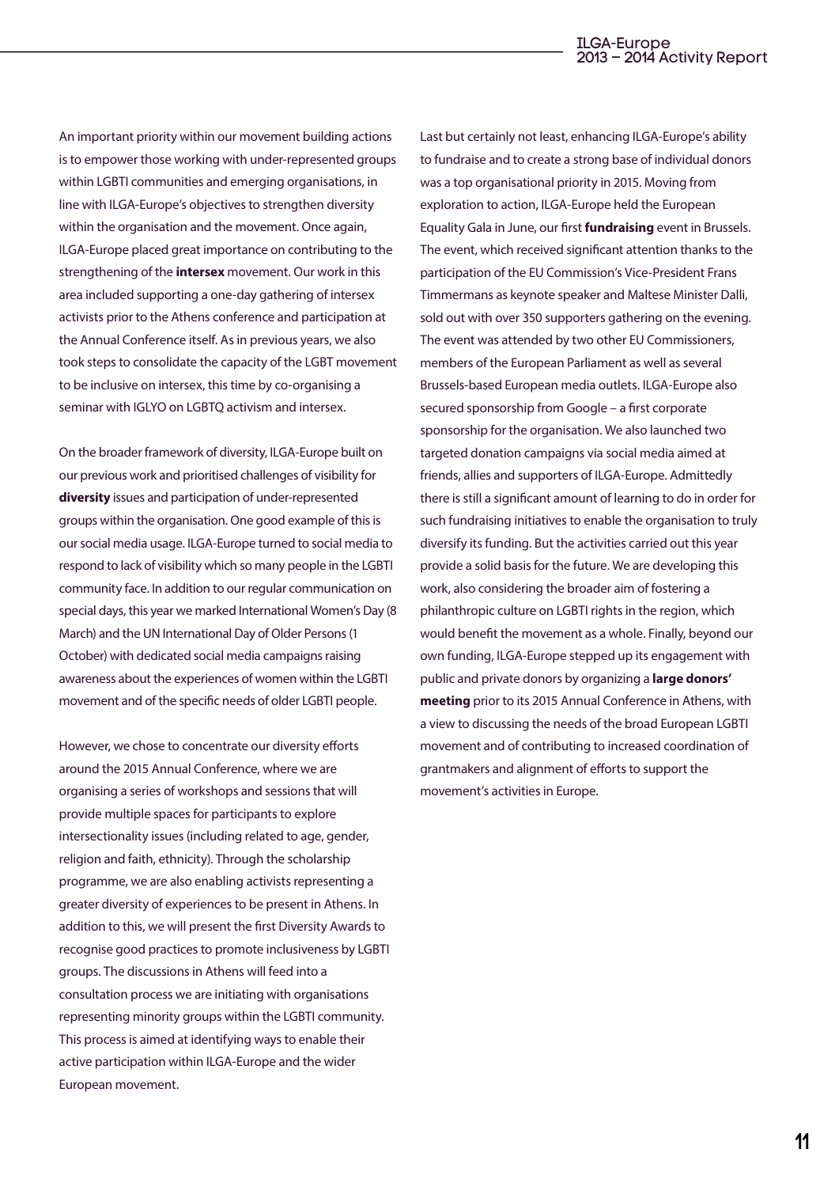An important priority within our movement building actions is to empower those working with under-represented groups within LGBTI communities and emerging organisations, in line with ILGA-Europe's objectives to strengthen diversity within the organisation and the movement. Once again, ILGA-Europe placed great importance on contributing to the strengthening of the **intersex** movement. Our work in this area included supporting a one-day gathering of intersex activists prior to the Athens conference and participation at the Annual Conference itself. As in previous years, we also took steps to consolidate the capacity of the LGBT movement to be inclusive on intersex, this time by co-organising a seminar with IGLYO on LGBTQ activism and intersex.

On the broader framework of diversity, ILGA-Europe built on our previous work and prioritised challenges of visibility for **diversity** issues and participation of under-represented groups within the organisation. One good example of this is our social media usage. ILGA-Europe turned to social media to respond to lack of visibility which so many people in the LGBTI community face. In addition to our regular communication on special days, this year we marked International Women's Day (8 March) and the UN International Day of Older Persons (1 October) with dedicated social media campaigns raising awareness about the experiences of women within the LGBTI movement and of the specific needs of older LGBTI people.

However, we chose to concentrate our diversity efforts around the 2015 Annual Conference, where we are organising a series of workshops and sessions that will provide multiple spaces for participants to explore intersectionality issues (including related to age, gender, religion and faith, ethnicity). Through the scholarship programme, we are also enabling activists representing a greater diversity of experiences to be present in Athens. In addition to this, we will present the first Diversity Awards to recognise good practices to promote inclusiveness by LGBTI groups. The discussions in Athens will feed into a consultation process we are initiating with organisations representing minority groups within the LGBTI community. This process is aimed at identifying ways to enable their active participation within ILGA-Europe and the wider European movement.

Last but certainly not least, enhancing ILGA-Europe's ability to fundraise and to create a strong base of individual donors was a top organisational priority in 2015. Moving from exploration to action, ILGA-Europe held the European Equality Gala in June, our first **fundraising** event in Brussels. The event, which received significant attention thanks to the participation of the EU Commission's Vice-President Frans Timmermans as keynote speaker and Maltese Minister Dalli, sold out with over 350 supporters gathering on the evening. The event was attended by two other EU Commissioners, members of the European Parliament as well as several Brussels-based European media outlets. ILGA-Europe also secured sponsorship from Google – a first corporate sponsorship for the organisation. We also launched two targeted donation campaigns via social media aimed at friends, allies and supporters of ILGA-Europe. Admittedly there is still a significant amount of learning to do in order for such fundraising initiatives to enable the organisation to truly diversify its funding. But the activities carried out this year provide a solid basis for the future. We are developing this work, also considering the broader aim of fostering a philanthropic culture on LGBTI rights in the region, which would benefit the movement as a whole. Finally, beyond our own funding, ILGA-Europe stepped up its engagement with public and private donors by organizing a **large donors' meeting** prior to its 2015 Annual Conference in Athens, with a view to discussing the needs of the broad European LGBTI movement and of contributing to increased coordination of grantmakers and alignment of efforts to support the movement's activities in Europe.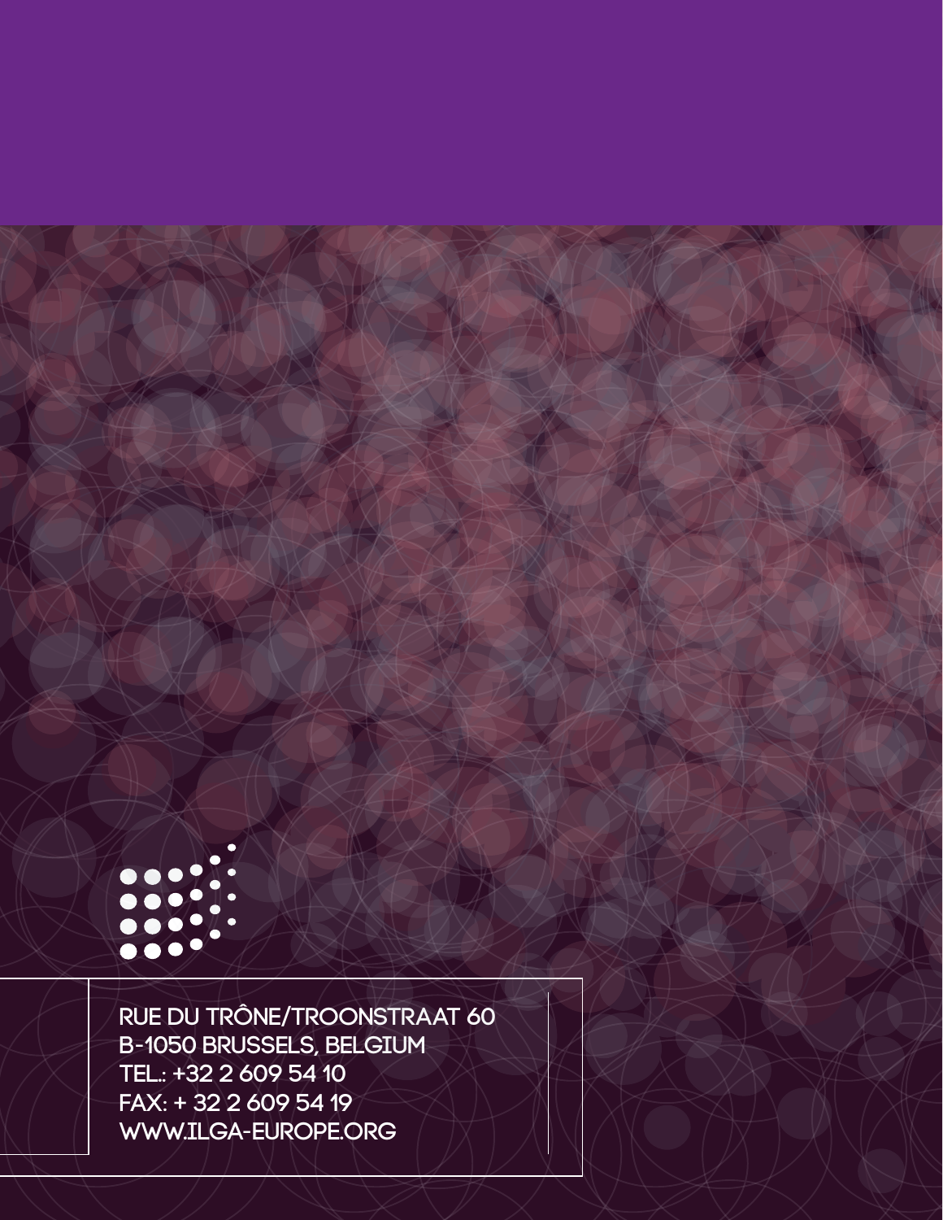RUE DU TRÔNE/TROONSTRAAT 60
B-1050 BRUSSELS, BELGIUM
TEL.: +32 2 609 54 10
FAX: + 32 2 609 54 19
WWW.ILGA-EUROPE.ORG